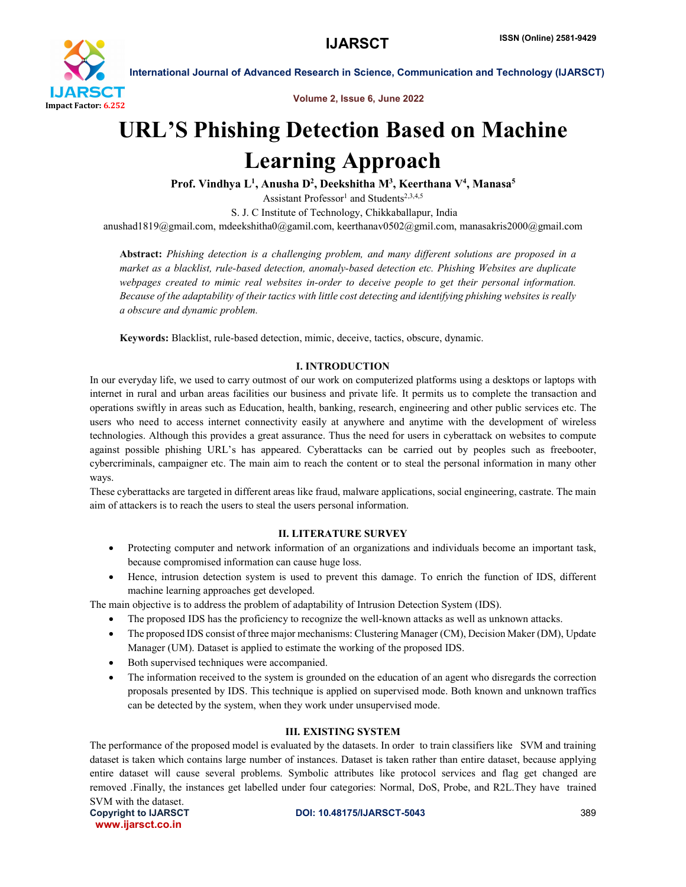# URL'S Phishing Detection Based on Machine Learning Approach

**Prof. Vindhya L[1], Anusha D[2], Deekshitha M[3], Keerthana V[4], Manasa[5]**

Assistant Professor[1] and Students[2,3,4,5]

S. J. C Institute of Technology, Chikkaballapur, India

anushad1819@gmail.com, mdeekshitha0@gamil.com, keerthanav0502@gmil.com, manasakris2000@gmail.com

**Abstract:** *Phishing detection is a challenging problem, and many different solutions are proposed in a market as a blacklist, rule-based detection, anomaly-based detection etc. Phishing Websites are duplicate webpages created to mimic real websites in-order to deceive people to get their personal information. Because of the adaptability of their tactics with little cost detecting and identifying phishing websites is really a obscure and dynamic problem.*

**Keywords:** Blacklist, rule-based detection, mimic, deceive, tactics, obscure, dynamic.

## I. INTRODUCTION

In our everyday life, we used to carry outmost of our work on computerized platforms using a desktops or laptops with internet in rural and urban areas facilities our business and private life. It permits us to complete the transaction and operations swiftly in areas such as Education, health, banking, research, engineering and other public services etc. The users who need to access internet connectivity easily at anywhere and anytime with the development of wireless technologies. Although this provides a great assurance. Thus the need for users in cyberattack on websites to compute against possible phishing URL's has appeared. Cyberattacks can be carried out by peoples such as freebooter, cybercriminals, campaigner etc. The main aim to reach the content or to steal the personal information in many other ways.

These cyberattacks are targeted in different areas like fraud, malware applications, social engineering, castrate. The main aim of attackers is to reach the users to steal the users personal information.

## II. LITERATURE SURVEY

- Protecting computer and network information of an organizations and individuals become an important task, because compromised information can cause huge loss.
- Hence, intrusion detection system is used to prevent this damage. To enrich the function of IDS, different machine learning approaches get developed.

The main objective is to address the problem of adaptability of Intrusion Detection System (IDS).

- The proposed IDS has the proficiency to recognize the well-known attacks as well as unknown attacks.
- The proposed IDS consist of three major mechanisms: Clustering Manager (CM), Decision Maker (DM), Update Manager (UM). Dataset is applied to estimate the working of the proposed IDS.
- Both supervised techniques were accompanied.
- The information received to the system is grounded on the education of an agent who disregards the correction proposals presented by IDS. This technique is applied on supervised mode. Both known and unknown traffics can be detected by the system, when they work under unsupervised mode.

## III. EXISTING SYSTEM

The performance of the proposed model is evaluated by the datasets. In order to train classifiers like SVM and training dataset is taken which contains large number of instances. Dataset is taken rather than entire dataset, because applying entire dataset will cause several problems. Symbolic attributes like protocol services and flag get changed are removed .Finally, the instances get labelled under four categories: Normal, DoS, Probe, and R2L.They have trained SVM with the dataset.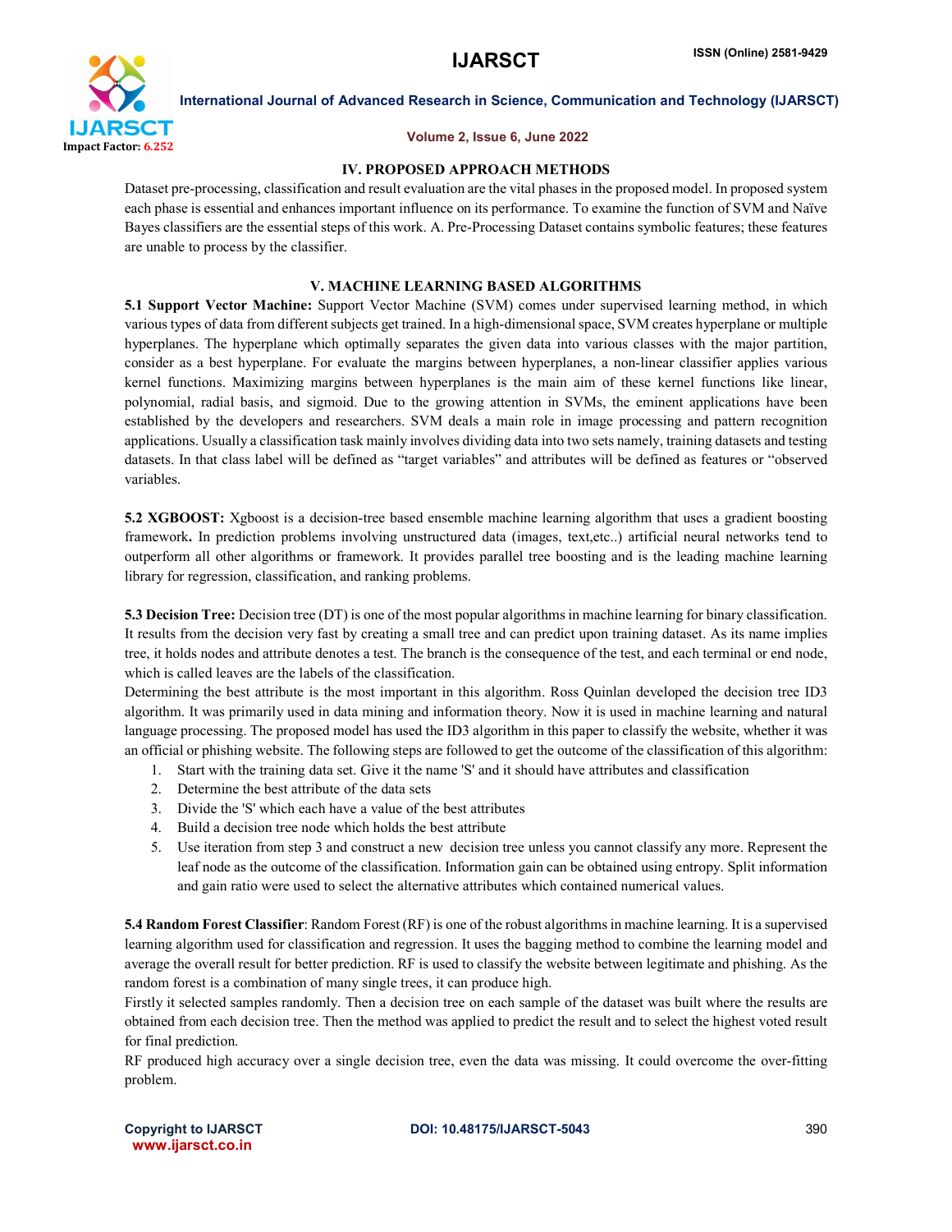## IV. PROPOSED APPROACH METHODS

Dataset pre-processing, classification and result evaluation are the vital phases in the proposed model. In proposed system each phase is essential and enhances important influence on its performance. To examine the function of SVM and Naïve Bayes classifiers are the essential steps of this work. A. Pre-Processing Dataset contains symbolic features; these features are unable to process by the classifier.

## V. MACHINE LEARNING BASED ALGORITHMS

**5.1 Support Vector Machine:** Support Vector Machine (SVM) comes under supervised learning method, in which various types of data from different subjects get trained. In a high-dimensional space, SVM creates hyperplane or multiple hyperplanes. The hyperplane which optimally separates the given data into various classes with the major partition, consider as a best hyperplane. For evaluate the margins between hyperplanes, a non-linear classifier applies various kernel functions. Maximizing margins between hyperplanes is the main aim of these kernel functions like linear, polynomial, radial basis, and sigmoid. Due to the growing attention in SVMs, the eminent applications have been established by the developers and researchers. SVM deals a main role in image processing and pattern recognition applications. Usually a classification task mainly involves dividing data into two sets namely, training datasets and testing datasets. In that class label will be defined as "target variables" and attributes will be defined as features or "observed variables.

**5.2 XGBOOST:** Xgboost is a decision-tree based ensemble machine learning algorithm that uses a gradient boosting framework**.** In prediction problems involving unstructured data (images, text,etc..) artificial neural networks tend to outperform all other algorithms or framework. It provides parallel tree boosting and is the leading machine learning library for regression, classification, and ranking problems.

**5.3 Decision Tree:** Decision tree (DT) is one of the most popular algorithms in machine learning for binary classification. It results from the decision very fast by creating a small tree and can predict upon training dataset. As its name implies tree, it holds nodes and attribute denotes a test. The branch is the consequence of the test, and each terminal or end node, which is called leaves are the labels of the classification.

Determining the best attribute is the most important in this algorithm. Ross Quinlan developed the decision tree ID3 algorithm. It was primarily used in data mining and information theory. Now it is used in machine learning and natural language processing. The proposed model has used the ID3 algorithm in this paper to classify the website, whether it was an official or phishing website. The following steps are followed to get the outcome of the classification of this algorithm:

1. Start with the training data set. Give it the name 'S' and it should have attributes and classification
2. Determine the best attribute of the data sets
3. Divide the 'S' which each have a value of the best attributes
4. Build a decision tree node which holds the best attribute
5. Use iteration from step 3 and construct a new decision tree unless you cannot classify any more. Represent the leaf node as the outcome of the classification. Information gain can be obtained using entropy. Split information and gain ratio were used to select the alternative attributes which contained numerical values.

**5.4 Random Forest Classifier**: Random Forest (RF) is one of the robust algorithms in machine learning. It is a supervised learning algorithm used for classification and regression. It uses the bagging method to combine the learning model and average the overall result for better prediction. RF is used to classify the website between legitimate and phishing. As the random forest is a combination of many single trees, it can produce high.

Firstly it selected samples randomly. Then a decision tree on each sample of the dataset was built where the results are obtained from each decision tree. Then the method was applied to predict the result and to select the highest voted result for final prediction.

RF produced high accuracy over a single decision tree, even the data was missing. It could overcome the over-fitting problem.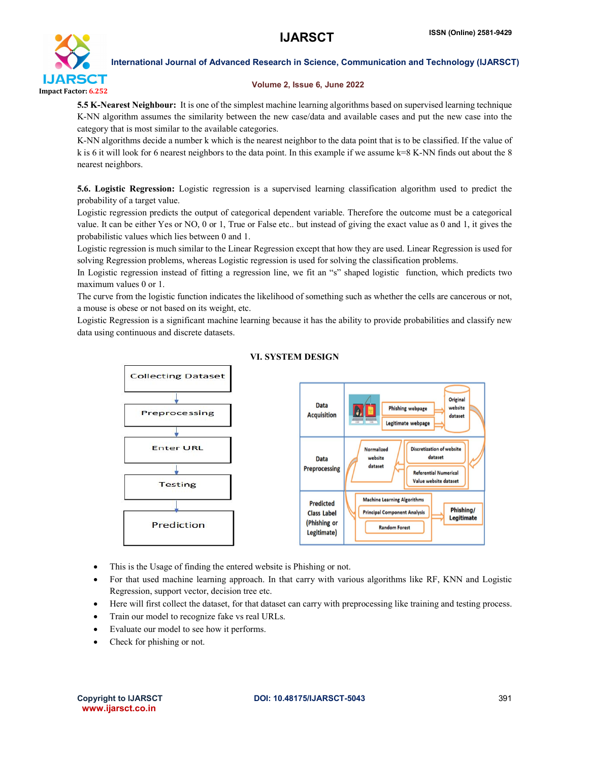**5.5 K-Nearest Neighbour:** It is one of the simplest machine learning algorithms based on supervised learning technique K-NN algorithm assumes the similarity between the new case/data and available cases and put the new case into the category that is most similar to the available categories.

K-NN algorithms decide a number k which is the nearest neighbor to the data point that is to be classified. If the value of k is 6 it will look for 6 nearest neighbors to the data point. In this example if we assume k=8 K-NN finds out about the 8 nearest neighbors.

**5.6. Logistic Regression:** Logistic regression is a supervised learning classification algorithm used to predict the probability of a target value.

Logistic regression predicts the output of categorical dependent variable. Therefore the outcome must be a categorical value. It can be either Yes or NO, 0 or 1, True or False etc.. but instead of giving the exact value as 0 and 1, it gives the probabilistic values which lies between 0 and 1.

Logistic regression is much similar to the Linear Regression except that how they are used. Linear Regression is used for solving Regression problems, whereas Logistic regression is used for solving the classification problems.

In Logistic regression instead of fitting a regression line, we fit an "s" shaped logistic function, which predicts two maximum values 0 or 1.

The curve from the logistic function indicates the likelihood of something such as whether the cells are cancerous or not, a mouse is obese or not based on its weight, etc.

Logistic Regression is a significant machine learning because it has the ability to provide probabilities and classify new data using continuous and discrete datasets.

## VI. SYSTEM DESIGN

Collecting Dataset → Preprocessing → Enter URL → Testing → Prediction

| Data Acquisition | Phishing webpage; Legitimate webpage → Original website dataset |
|---|---|
| Data Preprocessing | Discretization of website dataset; Referential Numerical Value website dataset → Normalized website dataset |
| Predicted Class Label (Phishing or Legitimate) | Machine Learning Algorithms: Principal Component Analysis, Random Forest → Phishing/ Legitimate |

- This is the Usage of finding the entered website is Phishing or not.
- For that used machine learning approach. In that carry with various algorithms like RF, KNN and Logistic Regression, support vector, decision tree etc.
- Here will first collect the dataset, for that dataset can carry with preprocessing like training and testing process.
- Train our model to recognize fake vs real URLs.
- Evaluate our model to see how it performs.
- Check for phishing or not.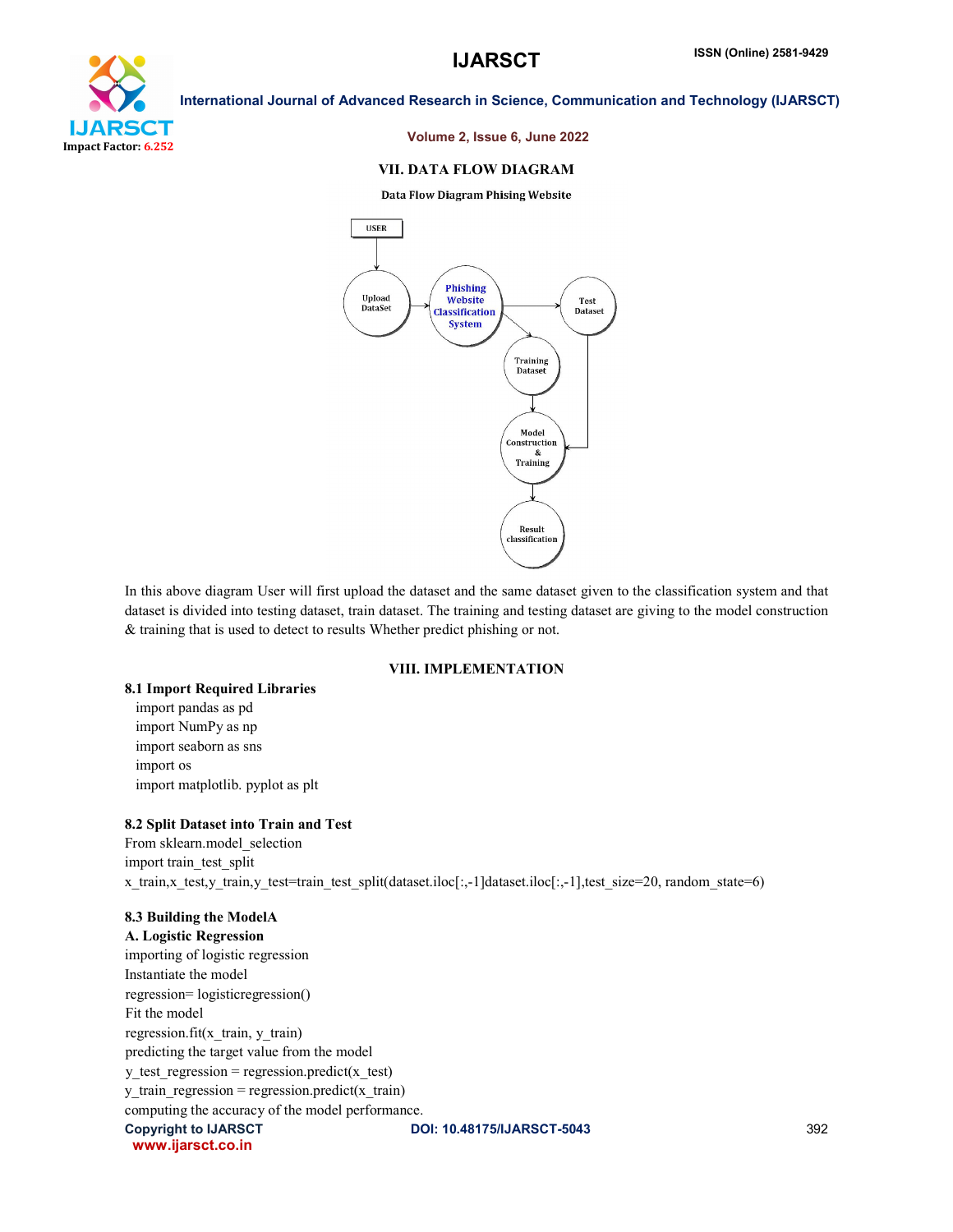## VII. DATA FLOW DIAGRAM

Data Flow Diagram Phising Website

In this above diagram User will first upload the dataset and the same dataset given to the classification system and that dataset is divided into testing dataset, train dataset. The training and testing dataset are giving to the model construction & training that is used to detect to results Whether predict phishing or not.

## VIII. IMPLEMENTATION

### 8.1 Import Required Libraries

```
import pandas as pd
import NumPy as np
import seaborn as sns
import os
import matplotlib. pyplot as plt
```

### 8.2 Split Dataset into Train and Test

```
From sklearn.model_selection
import train_test_split
x_train,x_test,y_train,y_test=train_test_split(dataset.iloc[:,-1]dataset.iloc[:,-1],test_size=20, random_state=6)
```

### 8.3 Building the ModelA

**A. Logistic Regression**

importing of logistic regression

Instantiate the model

regression= logisticregression()

Fit the model

regression.fit(x_train, y_train)

predicting the target value from the model

y_test_regression = regression.predict(x_test)

y_train_regression = regression.predict(x_train)

computing the accuracy of the model performance.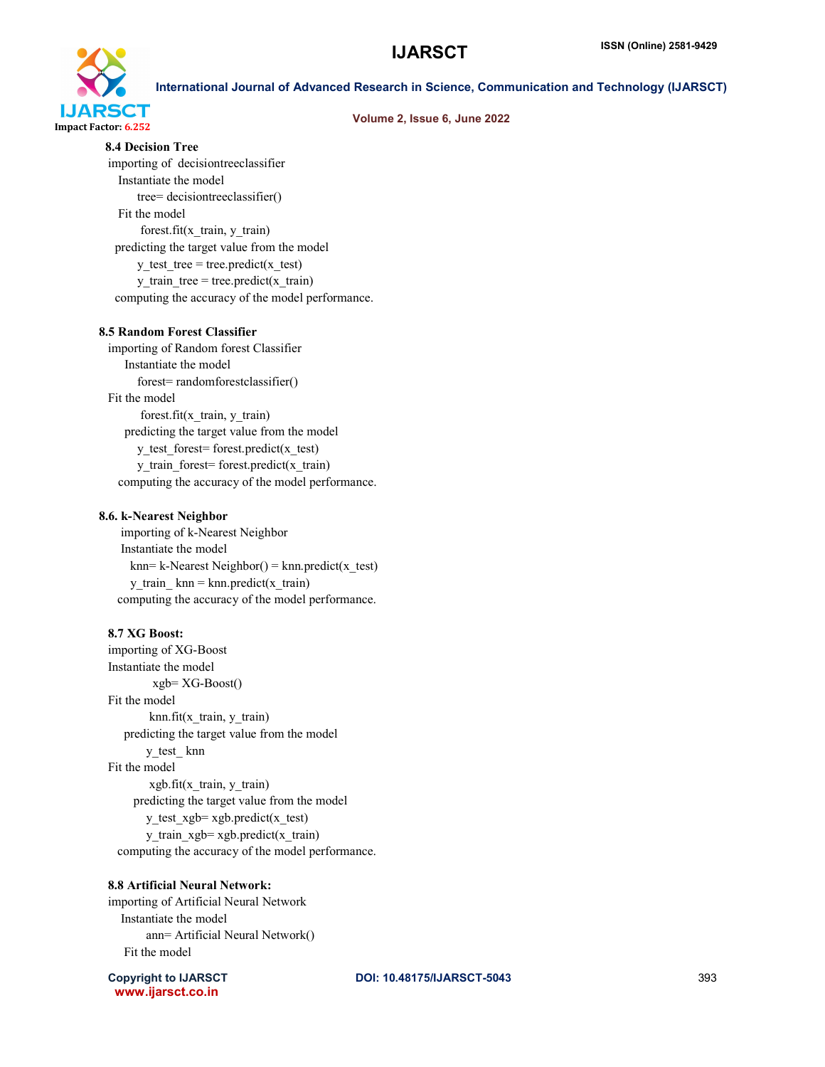**8.4 Decision Tree**

importing of decisiontreeclassifier

Instantiate the model

tree= decisiontreeclassifier()

Fit the model

forest.fit(x_train, y_train)

predicting the target value from the model

y_test_tree = tree.predict(x_test)

y_train_tree = tree.predict(x_train)

computing the accuracy of the model performance.

**8.5 Random Forest Classifier**

importing of Random forest Classifier

Instantiate the model

forest= randomforestclassifier()

Fit the model

forest.fit(x_train, y_train)

predicting the target value from the model

y_test_forest= forest.predict(x_test)

y_train_forest= forest.predict(x_train)

computing the accuracy of the model performance.

**8.6. k-Nearest Neighbor**

importing of k-Nearest Neighbor

Instantiate the model

knn= k-Nearest Neighbor() = knn.predict(x_test)

y_train_ knn = knn.predict(x_train)

computing the accuracy of the model performance.

**8.7 XG Boost:**

importing of XG-Boost

Instantiate the model

xgb= XG-Boost()

Fit the model

knn.fit(x_train, y_train)

predicting the target value from the model

y_test_ knn

Fit the model

xgb.fit(x_train, y_train)

predicting the target value from the model

y_test_xgb= xgb.predict(x_test)

y_train_xgb= xgb.predict(x_train)

computing the accuracy of the model performance.

**8.8 Artificial Neural Network:**

importing of Artificial Neural Network

Instantiate the model

ann= Artificial Neural Network()

Fit the model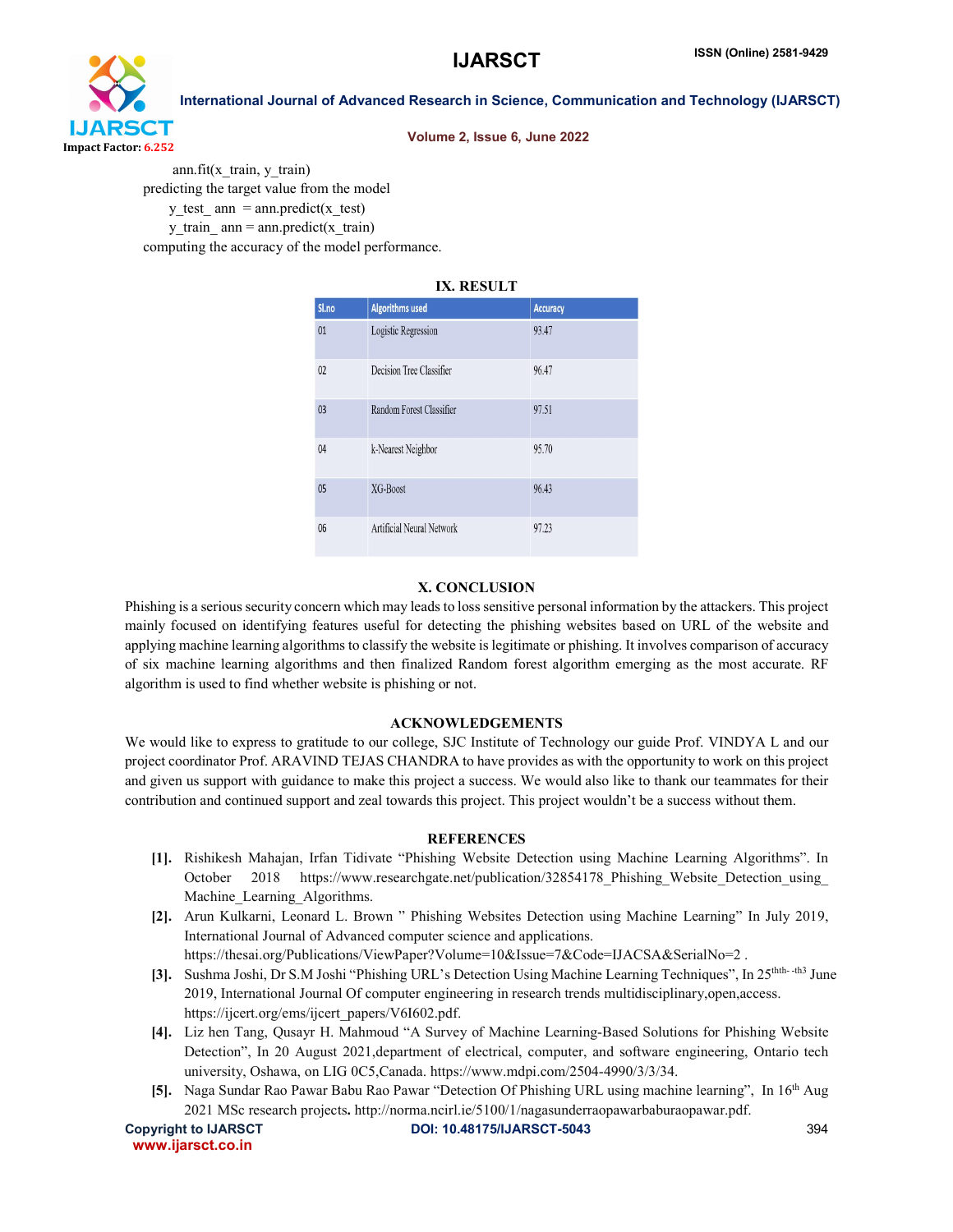ann.fit(x_train, y_train)

predicting the target value from the model

y_test_ ann = ann.predict(x_test)

y_train_ ann = ann.predict(x_train)

computing the accuracy of the model performance.

## IX. RESULT

| Sl.no | Algorithms used | Accuracy |
|---|---|---|
| 01 | Logistic Regression | 93.47 |
| 02 | Decision Tree Classifier | 96.47 |
| 03 | Random Forest Classifier | 97.51 |
| 04 | k-Nearest Neighbor | 95.70 |
| 05 | XG-Boost | 96.43 |
| 06 | Artificial Neural Network | 97.23 |

## X. CONCLUSION

Phishing is a serious security concern which may leads to loss sensitive personal information by the attackers. This project mainly focused on identifying features useful for detecting the phishing websites based on URL of the website and applying machine learning algorithms to classify the website is legitimate or phishing. It involves comparison of accuracy of six machine learning algorithms and then finalized Random forest algorithm emerging as the most accurate. RF algorithm is used to find whether website is phishing or not.

## ACKNOWLEDGEMENTS

We would like to express to gratitude to our college, SJC Institute of Technology our guide Prof. VINDYA L and our project coordinator Prof. ARAVIND TEJAS CHANDRA to have provides as with the opportunity to work on this project and given us support with guidance to make this project a success. We would also like to thank our teammates for their contribution and continued support and zeal towards this project. This project wouldn't be a success without them.

## REFERENCES

[1]. Rishikesh Mahajan, Irfan Tidivate "Phishing Website Detection using Machine Learning Algorithms". In October 2018 https://www.researchgate.net/publication/32854178_Phishing_Website_Detection_using_Machine_Learning_Algorithms.

[2]. Arun Kulkarni, Leonard L. Brown " Phishing Websites Detection using Machine Learning" In July 2019, International Journal of Advanced computer science and applications. https://thesai.org/Publications/ViewPaper?Volume=10&Issue=7&Code=IJACSA&SerialNo=2 .

[3]. Sushma Joshi, Dr S.M Joshi "Phishing URL's Detection Using Machine Learning Techniques", In 25thth- -th3 June 2019, International Journal Of computer engineering in research trends multidisciplinary,open,access. https://ijcert.org/ems/ijcert_papers/V6I602.pdf.

[4]. Liz hen Tang, Qusayr H. Mahmoud "A Survey of Machine Learning-Based Solutions for Phishing Website Detection", In 20 August 2021,department of electrical, computer, and software engineering, Ontario tech university, Oshawa, on LIG 0C5,Canada. https://www.mdpi.com/2504-4990/3/3/34.

[5]. Naga Sundar Rao Pawar Babu Rao Pawar "Detection Of Phishing URL using machine learning", In 16th Aug 2021 MSc research projects**.** http://norma.ncirl.ie/5100/1/nagasunderraopawarbaburaopawar.pdf.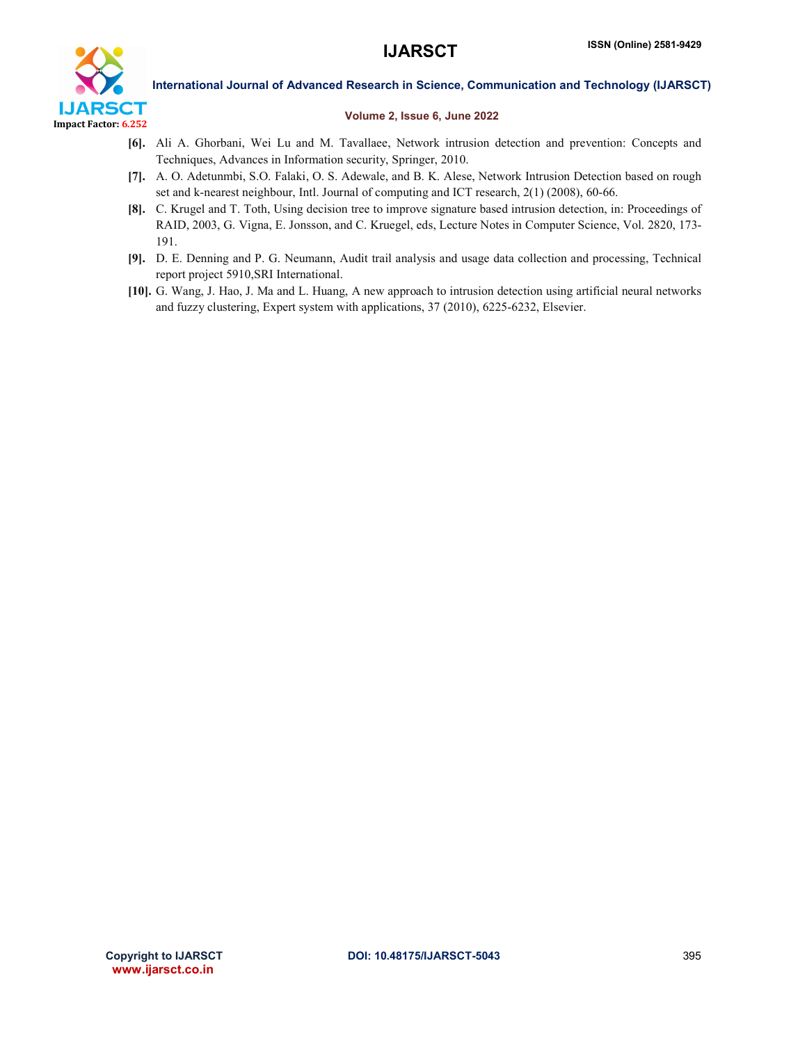[6]. Ali A. Ghorbani, Wei Lu and M. Tavallaee, Network intrusion detection and prevention: Concepts and Techniques, Advances in Information security, Springer, 2010.

[7]. A. O. Adetunmbi, S.O. Falaki, O. S. Adewale, and B. K. Alese, Network Intrusion Detection based on rough set and k-nearest neighbour, Intl. Journal of computing and ICT research, 2(1) (2008), 60-66.

[8]. C. Krugel and T. Toth, Using decision tree to improve signature based intrusion detection, in: Proceedings of RAID, 2003, G. Vigna, E. Jonsson, and C. Kruegel, eds, Lecture Notes in Computer Science, Vol. 2820, 173-191.

[9]. D. E. Denning and P. G. Neumann, Audit trail analysis and usage data collection and processing, Technical report project 5910,SRI International.

[10]. G. Wang, J. Hao, J. Ma and L. Huang, A new approach to intrusion detection using artificial neural networks and fuzzy clustering, Expert system with applications, 37 (2010), 6225-6232, Elsevier.